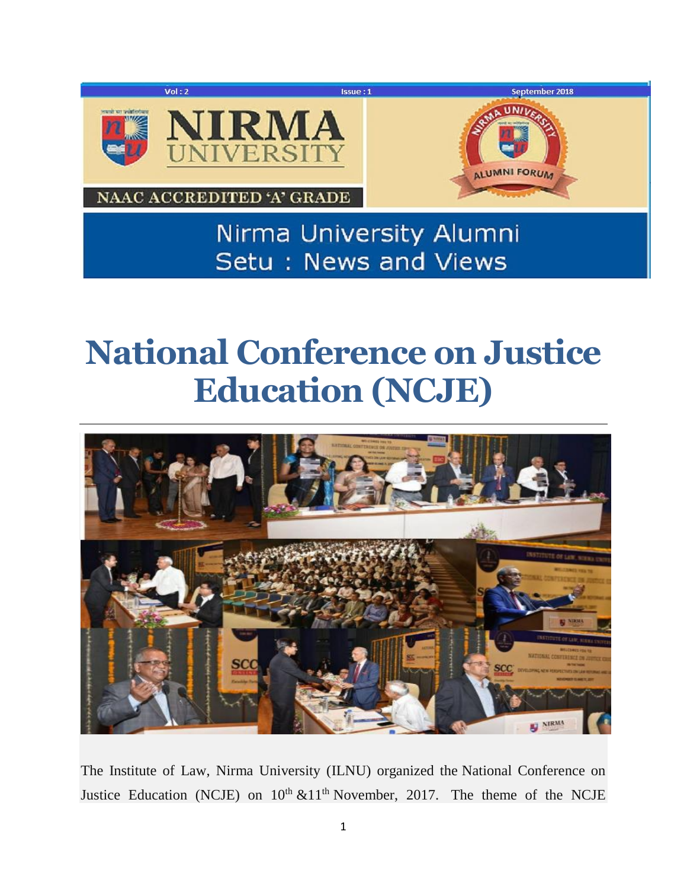Vol : 2 Issue : 1 September 2018

# NIRMA UNIVERSITY

NAAC ACCREDITED 'A' GRADE

## Nirma University Alumni Setu : News and Views

# National Conference on Justice Education (NCJE)

The Institute of Law, Nirma University (ILNU) organized the National Conference on Justice Education (NCJE) on 10th &11th November, 2017. The theme of the NCJE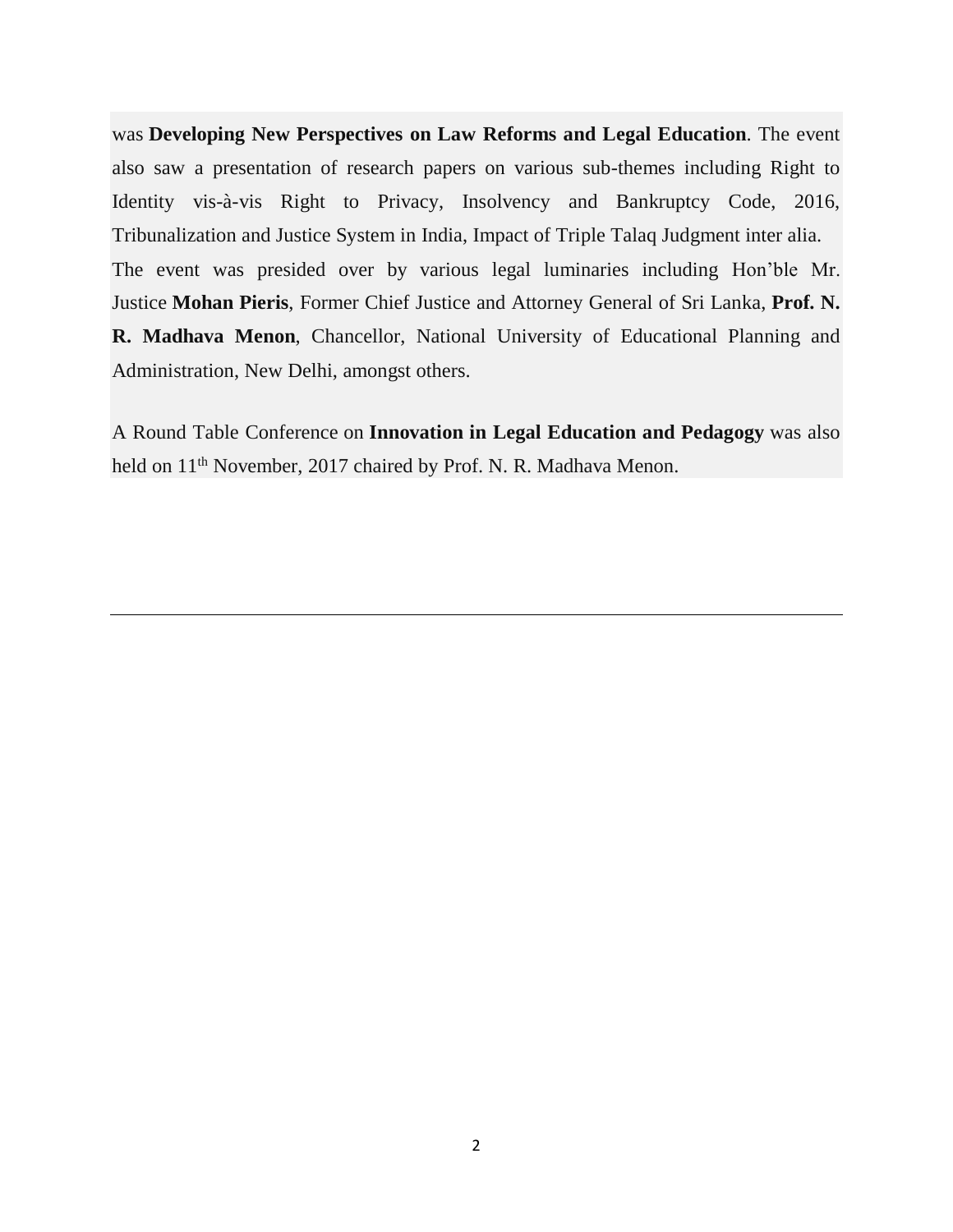was **Developing New Perspectives on Law Reforms and Legal Education**. The event also saw a presentation of research papers on various sub-themes including Right to Identity vis-à-vis Right to Privacy, Insolvency and Bankruptcy Code, 2016, Tribunalization and Justice System in India, Impact of Triple Talaq Judgment inter alia.
The event was presided over by various legal luminaries including Hon'ble Mr. Justice **Mohan Pieris**, Former Chief Justice and Attorney General of Sri Lanka, **Prof. N. R. Madhava Menon**, Chancellor, National University of Educational Planning and Administration, New Delhi, amongst others.

A Round Table Conference on **Innovation in Legal Education and Pedagogy** was also held on 11th November, 2017 chaired by Prof. N. R. Madhava Menon.

---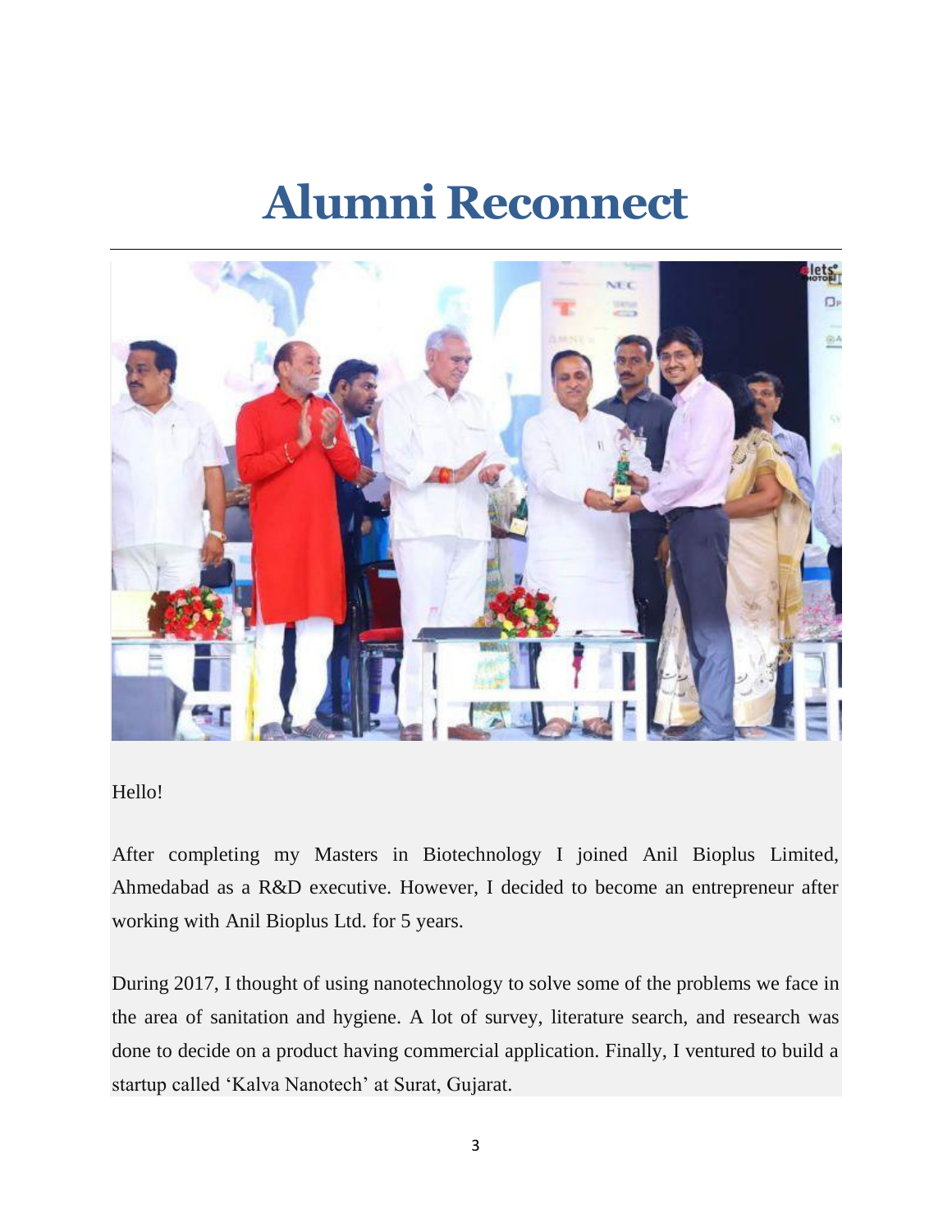# Alumni Reconnect

Hello!

After completing my Masters in Biotechnology I joined Anil Bioplus Limited, Ahmedabad as a R&D executive. However, I decided to become an entrepreneur after working with Anil Bioplus Ltd. for 5 years.

During 2017, I thought of using nanotechnology to solve some of the problems we face in the area of sanitation and hygiene. A lot of survey, literature search, and research was done to decide on a product having commercial application. Finally, I ventured to build a startup called 'Kalva Nanotech' at Surat, Gujarat.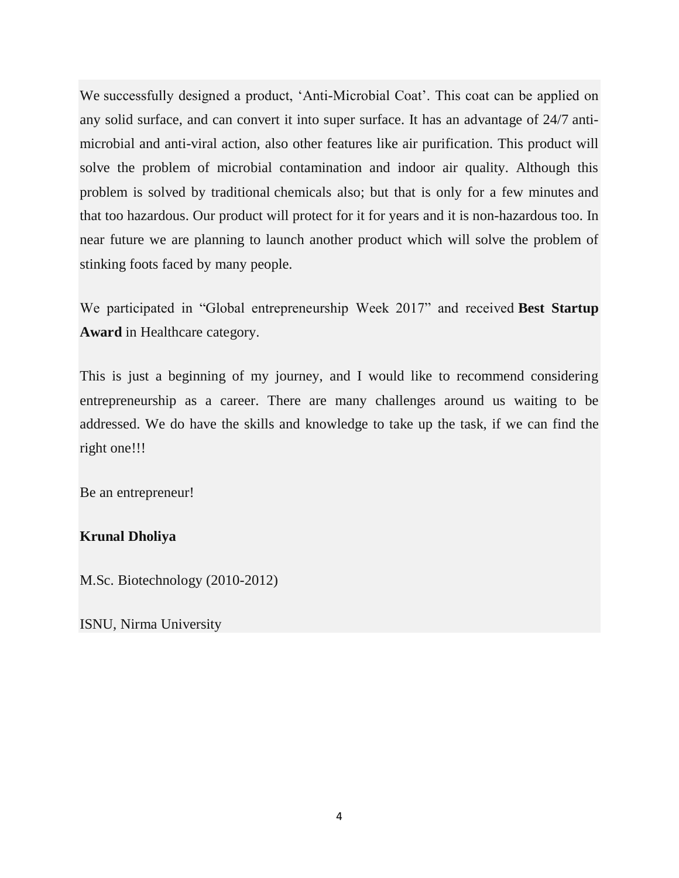We successfully designed a product, 'Anti-Microbial Coat'. This coat can be applied on any solid surface, and can convert it into super surface. It has an advantage of 24/7 anti-microbial and anti-viral action, also other features like air purification. This product will solve the problem of microbial contamination and indoor air quality. Although this problem is solved by traditional chemicals also; but that is only for a few minutes and that too hazardous. Our product will protect for it for years and it is non-hazardous too. In near future we are planning to launch another product which will solve the problem of stinking foots faced by many people.

We participated in "Global entrepreneurship Week 2017" and received **Best Startup Award** in Healthcare category.

This is just a beginning of my journey, and I would like to recommend considering entrepreneurship as a career. There are many challenges around us waiting to be addressed. We do have the skills and knowledge to take up the task, if we can find the right one!!!

Be an entrepreneur!

**Krunal Dholiya**

M.Sc. Biotechnology (2010-2012)

ISNU, Nirma University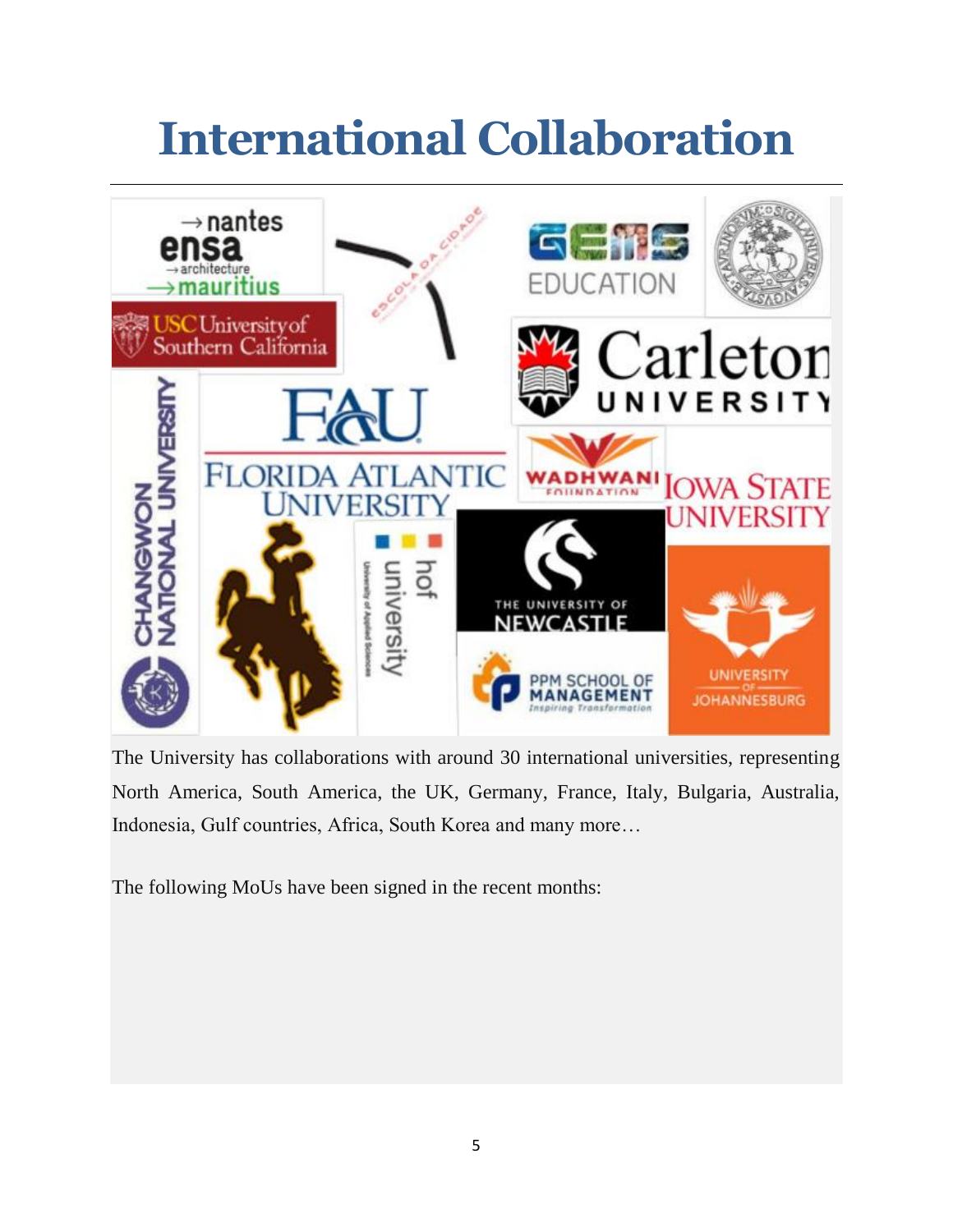# International Collaboration

The University has collaborations with around 30 international universities, representing North America, South America, the UK, Germany, France, Italy, Bulgaria, Australia, Indonesia, Gulf countries, Africa, South Korea and many more…

The following MoUs have been signed in the recent months: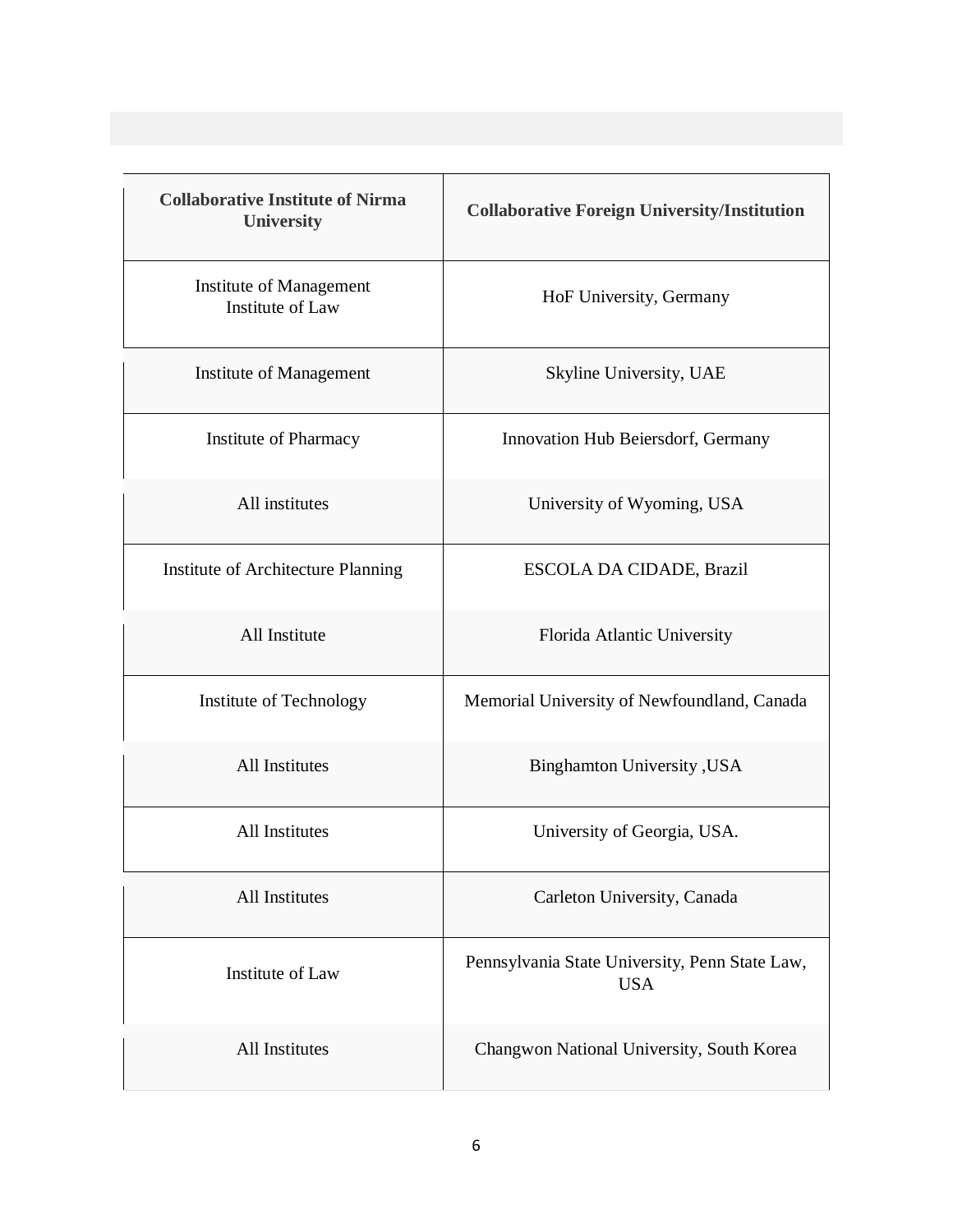| Collaborative Institute of Nirma University | Collaborative Foreign University/Institution |
| --- | --- |
| Institute of Management<br>Institute of Law | HoF University, Germany |
| Institute of Management | Skyline University, UAE |
| Institute of Pharmacy | Innovation Hub Beiersdorf, Germany |
| All institutes | University of Wyoming, USA |
| Institute of Architecture Planning | ESCOLA DA CIDADE, Brazil |
| All Institute | Florida Atlantic University |
| Institute of Technology | Memorial University of Newfoundland, Canada |
| All Institutes | Binghamton University ,USA |
| All Institutes | University of Georgia, USA. |
| All Institutes | Carleton University, Canada |
| Institute of Law | Pennsylvania State University, Penn State Law, USA |
| All Institutes | Changwon National University, South Korea |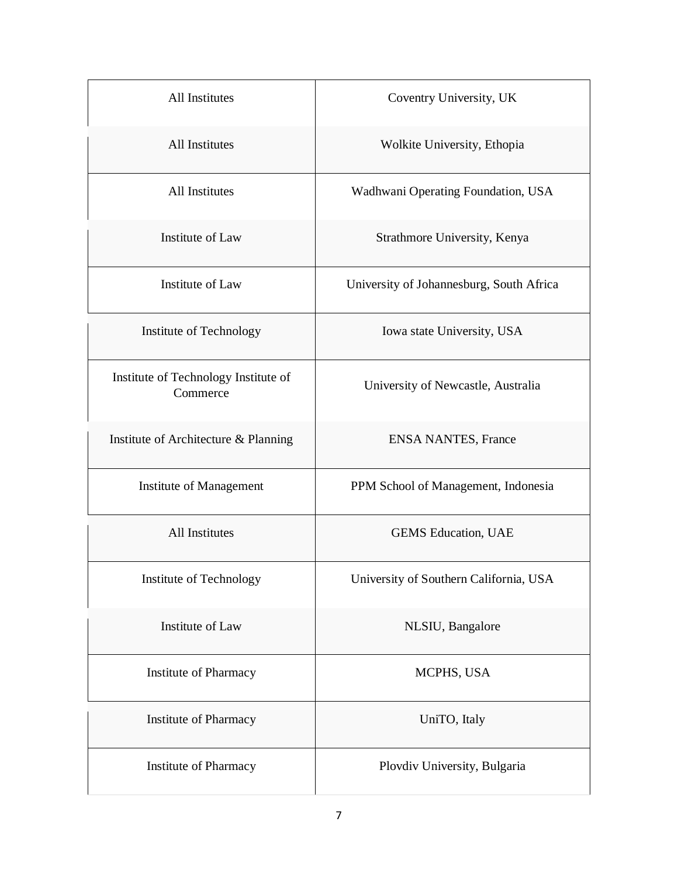| All Institutes | Coventry University, UK |
|---|---|
| All Institutes | Wolkite University, Ethopia |
| All Institutes | Wadhwani Operating Foundation, USA |
| Institute of Law | Strathmore University, Kenya |
| Institute of Law | University of Johannesburg, South Africa |
| Institute of Technology | Iowa state University, USA |
| Institute of Technology Institute of Commerce | University of Newcastle, Australia |
| Institute of Architecture & Planning | ENSA NANTES, France |
| Institute of Management | PPM School of Management, Indonesia |
| All Institutes | GEMS Education, UAE |
| Institute of Technology | University of Southern California, USA |
| Institute of Law | NLSIU, Bangalore |
| Institute of Pharmacy | MCPHS, USA |
| Institute of Pharmacy | UniTO, Italy |
| Institute of Pharmacy | Plovdiv University, Bulgaria |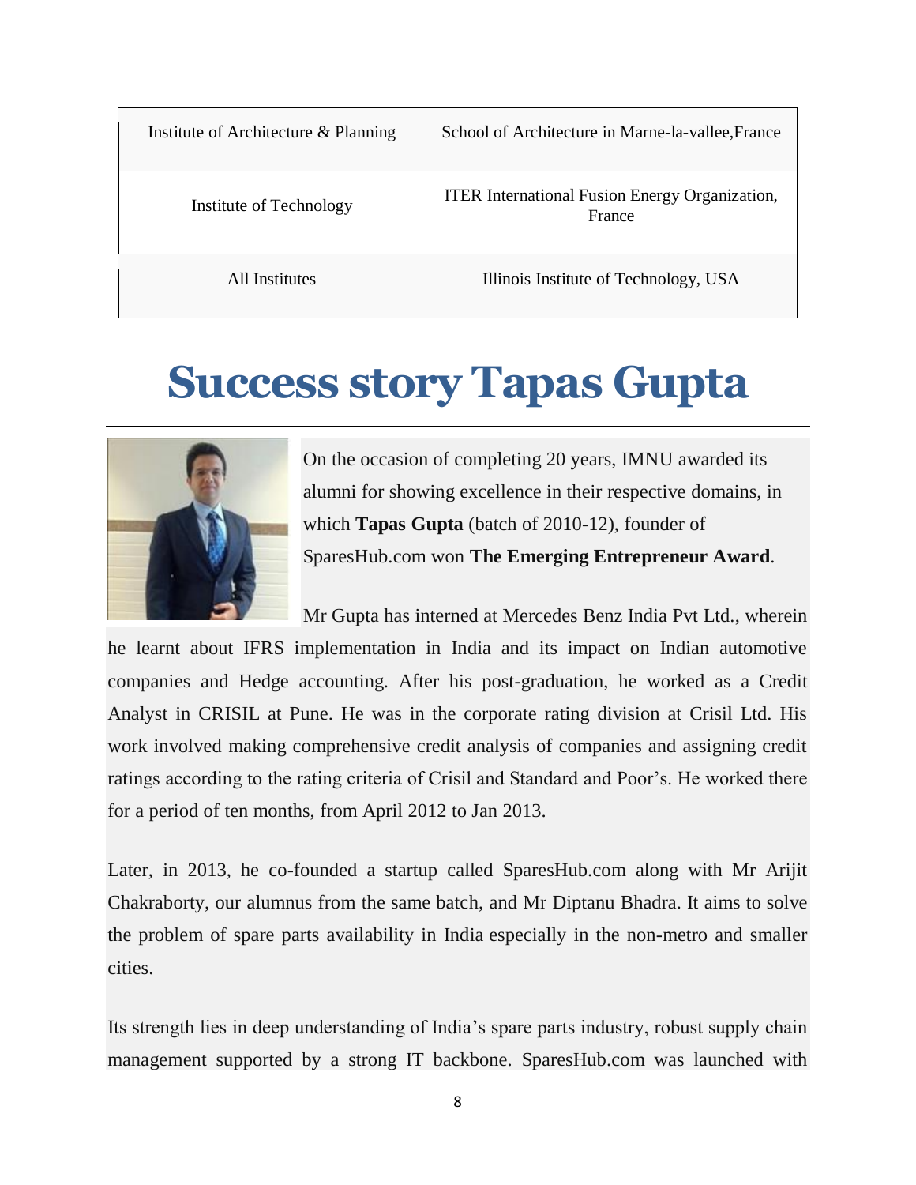| Institute of Architecture & Planning | School of Architecture in Marne-la-vallee,France |
| --- | --- |
| Institute of Technology | ITER International Fusion Energy Organization, France |
| All Institutes | Illinois Institute of Technology, USA |

# Success story Tapas Gupta

On the occasion of completing 20 years, IMNU awarded its alumni for showing excellence in their respective domains, in which **Tapas Gupta** (batch of 2010-12), founder of SparesHub.com won **The Emerging Entrepreneur Award**.

Mr Gupta has interned at Mercedes Benz India Pvt Ltd., wherein he learnt about IFRS implementation in India and its impact on Indian automotive companies and Hedge accounting. After his post-graduation, he worked as a Credit Analyst in CRISIL at Pune. He was in the corporate rating division at Crisil Ltd. His work involved making comprehensive credit analysis of companies and assigning credit ratings according to the rating criteria of Crisil and Standard and Poor's. He worked there for a period of ten months, from April 2012 to Jan 2013.

Later, in 2013, he co-founded a startup called SparesHub.com along with Mr Arijit Chakraborty, our alumnus from the same batch, and Mr Diptanu Bhadra. It aims to solve the problem of spare parts availability in India especially in the non-metro and smaller cities.

Its strength lies in deep understanding of India's spare parts industry, robust supply chain management supported by a strong IT backbone. SparesHub.com was launched with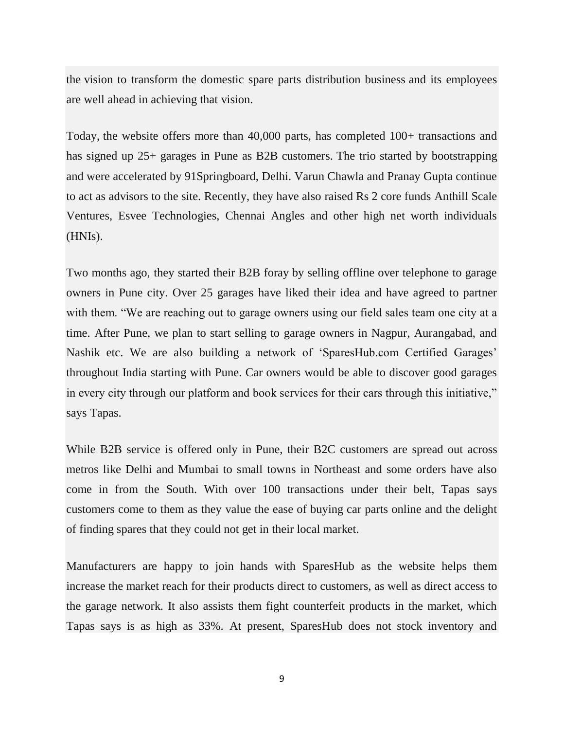the vision to transform the domestic spare parts distribution business and its employees are well ahead in achieving that vision.

Today, the website offers more than 40,000 parts, has completed 100+ transactions and has signed up 25+ garages in Pune as B2B customers. The trio started by bootstrapping and were accelerated by 91Springboard, Delhi. Varun Chawla and Pranay Gupta continue to act as advisors to the site. Recently, they have also raised Rs 2 core funds Anthill Scale Ventures, Esvee Technologies, Chennai Angles and other high net worth individuals (HNIs).

Two months ago, they started their B2B foray by selling offline over telephone to garage owners in Pune city. Over 25 garages have liked their idea and have agreed to partner with them. "We are reaching out to garage owners using our field sales team one city at a time. After Pune, we plan to start selling to garage owners in Nagpur, Aurangabad, and Nashik etc. We are also building a network of 'SparesHub.com Certified Garages' throughout India starting with Pune. Car owners would be able to discover good garages in every city through our platform and book services for their cars through this initiative," says Tapas.

While B2B service is offered only in Pune, their B2C customers are spread out across metros like Delhi and Mumbai to small towns in Northeast and some orders have also come in from the South. With over 100 transactions under their belt, Tapas says customers come to them as they value the ease of buying car parts online and the delight of finding spares that they could not get in their local market.

Manufacturers are happy to join hands with SparesHub as the website helps them increase the market reach for their products direct to customers, as well as direct access to the garage network. It also assists them fight counterfeit products in the market, which Tapas says is as high as 33%. At present, SparesHub does not stock inventory and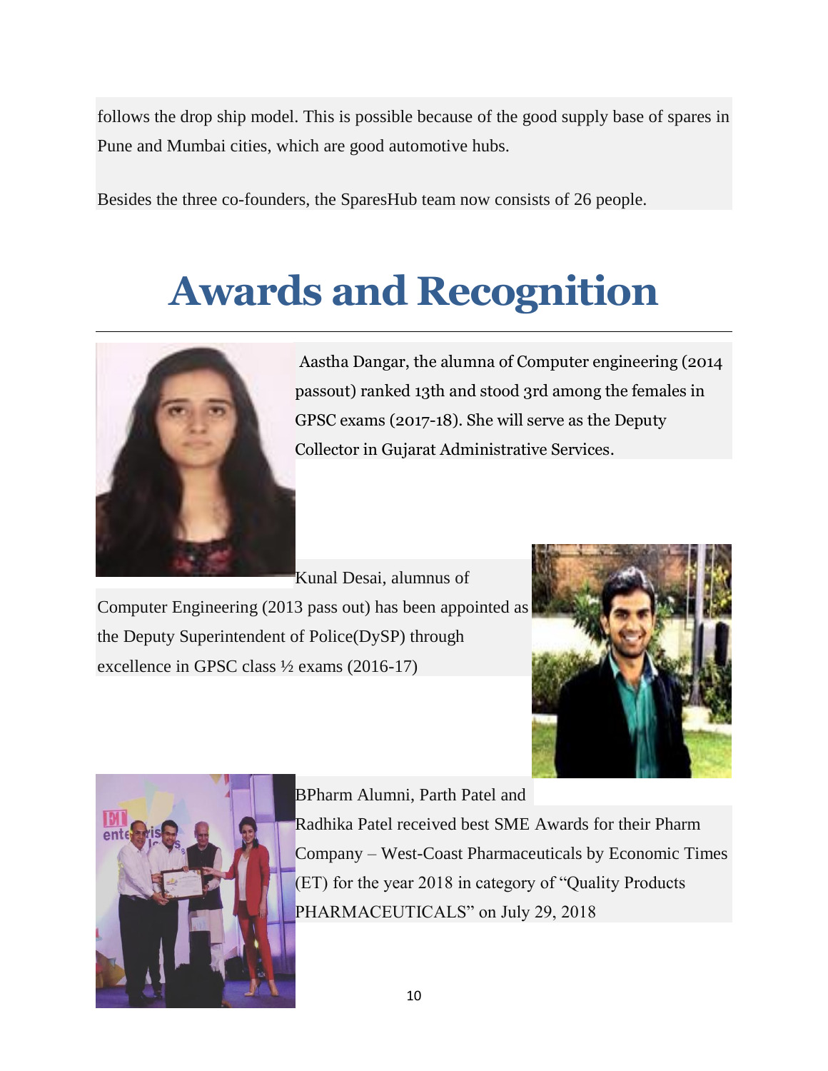follows the drop ship model. This is possible because of the good supply base of spares in Pune and Mumbai cities, which are good automotive hubs.

Besides the three co-founders, the SparesHub team now consists of 26 people.

# Awards and Recognition

Aastha Dangar, the alumna of Computer engineering (2014 passout) ranked 13th and stood 3rd among the females in GPSC exams (2017-18). She will serve as the Deputy Collector in Gujarat Administrative Services.

Kunal Desai, alumnus of Computer Engineering (2013 pass out) has been appointed as the Deputy Superintendent of Police(DySP) through excellence in GPSC class ½ exams (2016-17)

BPharm Alumni, Parth Patel and Radhika Patel received best SME Awards for their Pharm Company – West-Coast Pharmaceuticals by Economic Times (ET) for the year 2018 in category of "Quality Products PHARMACEUTICALS" on July 29, 2018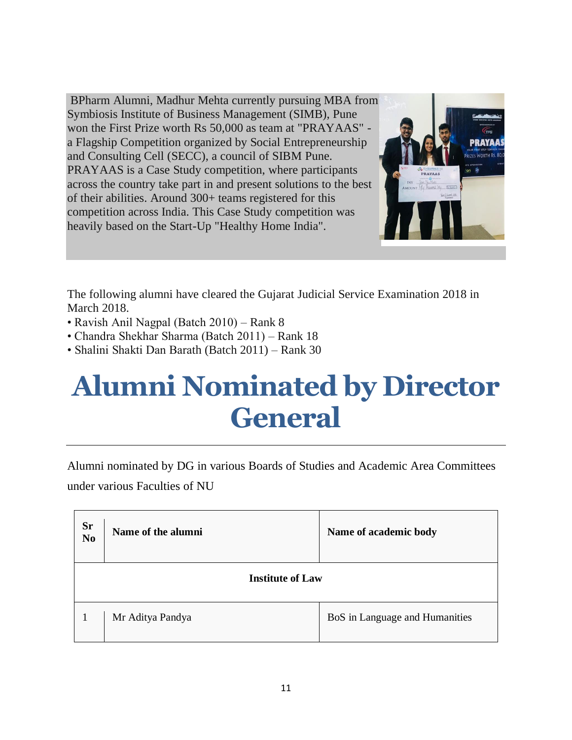BPharm Alumni, Madhur Mehta currently pursuing MBA from Symbiosis Institute of Business Management (SIMB), Pune won the First Prize worth Rs 50,000 as team at "PRAYAAS" - a Flagship Competition organized by Social Entrepreneurship and Consulting Cell (SECC), a council of SIBM Pune. PRAYAAS is a Case Study competition, where participants across the country take part in and present solutions to the best of their abilities. Around 300+ teams registered for this competition across India. This Case Study competition was heavily based on the Start-Up "Healthy Home India".

The following alumni have cleared the Gujarat Judicial Service Examination 2018 in March 2018.

- Ravish Anil Nagpal (Batch 2010) – Rank 8
- Chandra Shekhar Sharma (Batch 2011) – Rank 18
- Shalini Shakti Dan Barath (Batch 2011) – Rank 30

# Alumni Nominated by Director General

Alumni nominated by DG in various Boards of Studies and Academic Area Committees under various Faculties of NU

| Sr No | Name of the alumni | Name of academic body |
|---|---|---|
| **Institute of Law** | | |
| 1 | Mr Aditya Pandya | BoS in Language and Humanities |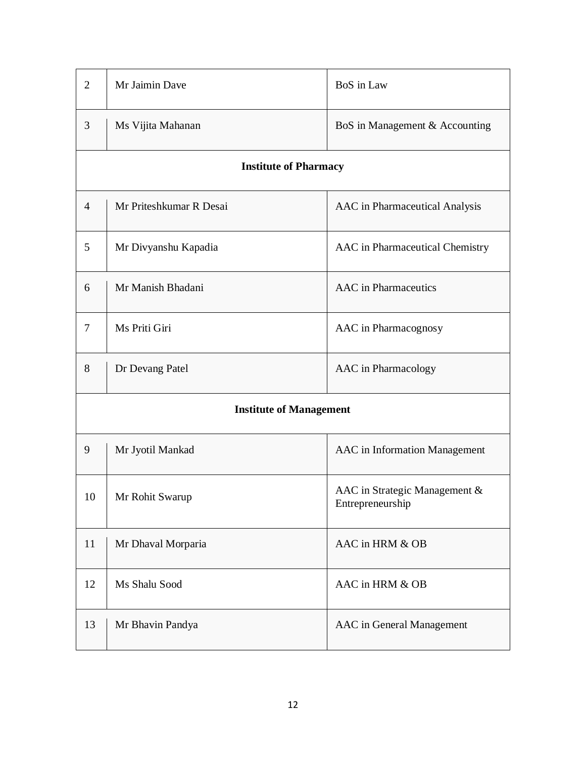| | | |
|---|---|---|
| 2 | Mr Jaimin Dave | BoS in Law |
| 3 | Ms Vijita Mahanan | BoS in Management & Accounting |
| **Institute of Pharmacy** | | |
| 4 | Mr Priteshkumar R Desai | AAC in Pharmaceutical Analysis |
| 5 | Mr Divyanshu Kapadia | AAC in Pharmaceutical Chemistry |
| 6 | Mr Manish Bhadani | AAC in Pharmaceutics |
| 7 | Ms Priti Giri | AAC in Pharmacognosy |
| 8 | Dr Devang Patel | AAC in Pharmacology |
| **Institute of Management** | | |
| 9 | Mr Jyotil Mankad | AAC in Information Management |
| 10 | Mr Rohit Swarup | AAC in Strategic Management & Entrepreneurship |
| 11 | Mr Dhaval Morparia | AAC in HRM & OB |
| 12 | Ms Shalu Sood | AAC in HRM & OB |
| 13 | Mr Bhavin Pandya | AAC in General Management |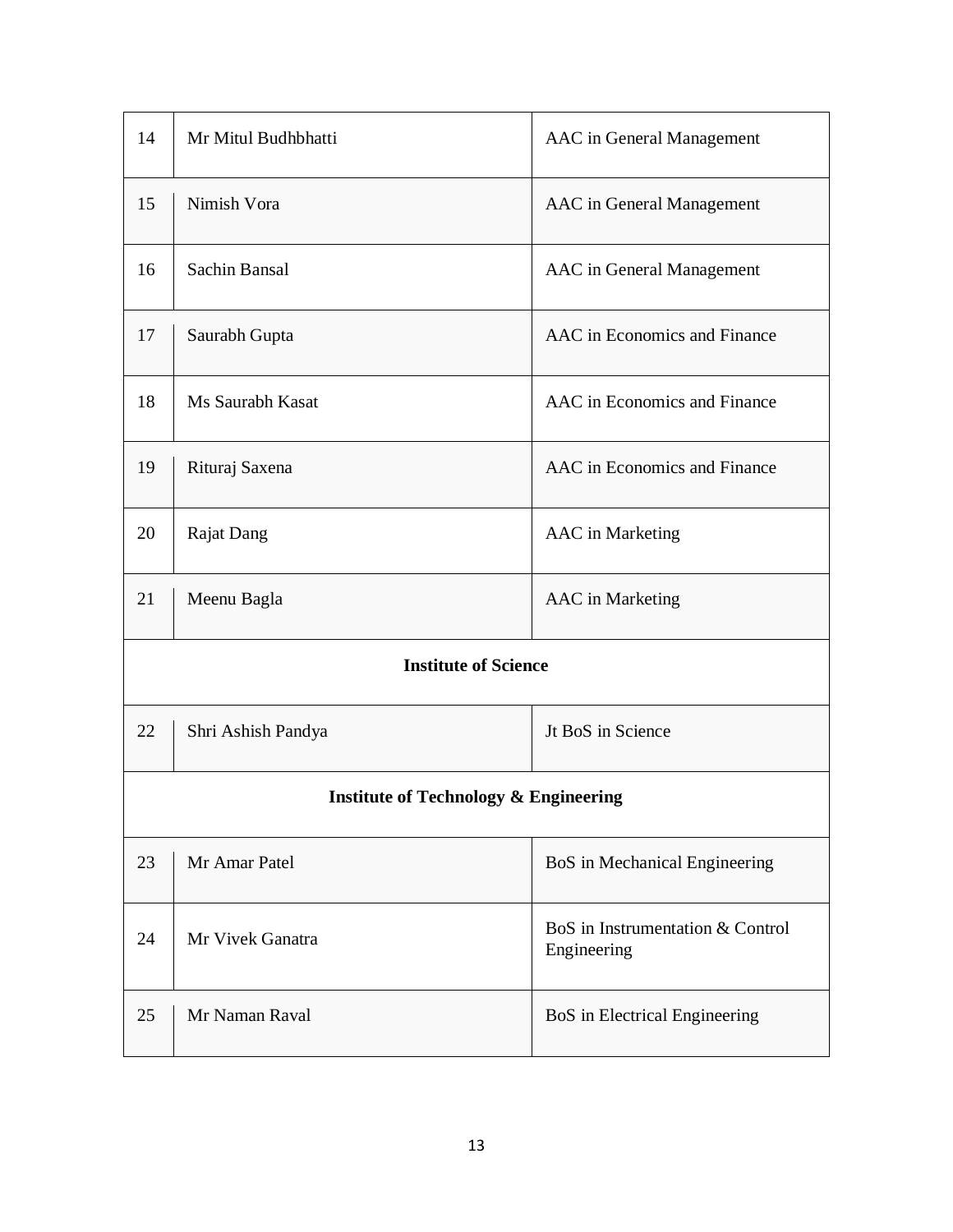| 14 | Mr Mitul Budhbhatti | AAC in General Management |
|---|---|---|
| 15 | Nimish Vora | AAC in General Management |
| 16 | Sachin Bansal | AAC in General Management |
| 17 | Saurabh Gupta | AAC in Economics and Finance |
| 18 | Ms Saurabh Kasat | AAC in Economics and Finance |
| 19 | Rituraj Saxena | AAC in Economics and Finance |
| 20 | Rajat Dang | AAC in Marketing |
| 21 | Meenu Bagla | AAC in Marketing |
| **Institute of Science** | | |
| 22 | Shri Ashish Pandya | Jt BoS in Science |
| **Institute of Technology & Engineering** | | |
| 23 | Mr Amar Patel | BoS in Mechanical Engineering |
| 24 | Mr Vivek Ganatra | BoS in Instrumentation & Control Engineering |
| 25 | Mr Naman Raval | BoS in Electrical Engineering |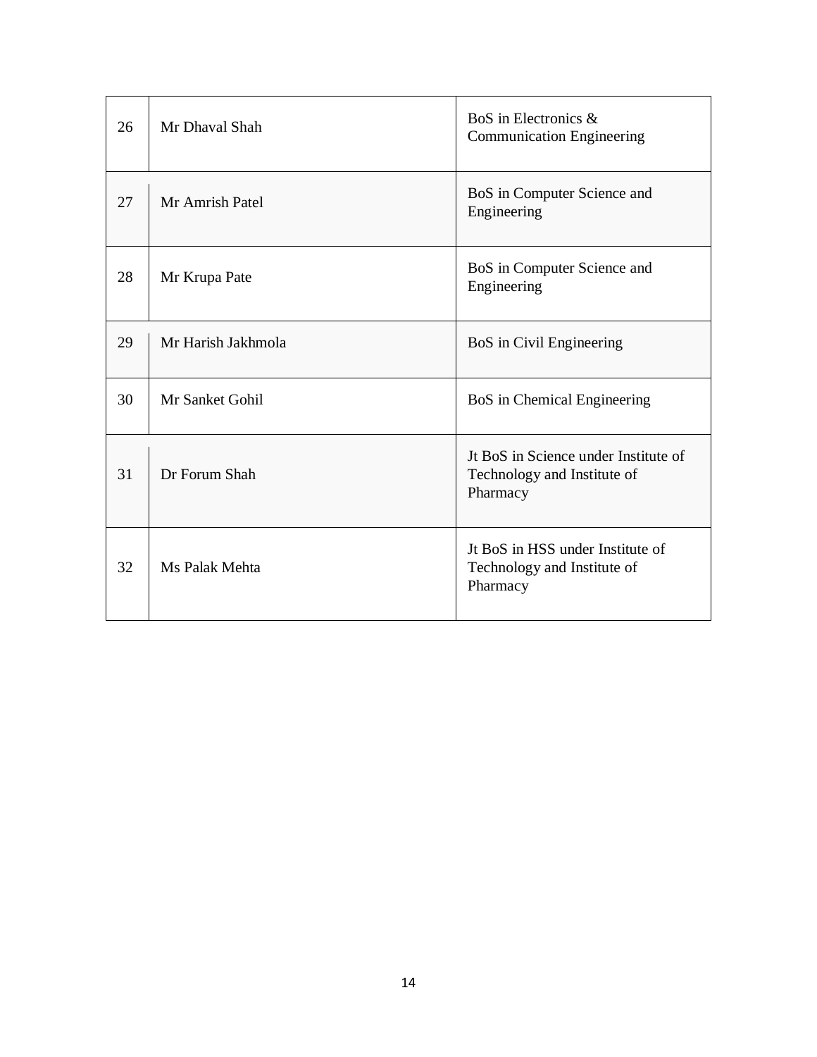| | | |
|---|---|---|
| 26 | Mr Dhaval Shah | BoS in Electronics & Communication Engineering |
| 27 | Mr Amrish Patel | BoS in Computer Science and Engineering |
| 28 | Mr Krupa Pate | BoS in Computer Science and Engineering |
| 29 | Mr Harish Jakhmola | BoS in Civil Engineering |
| 30 | Mr Sanket Gohil | BoS in Chemical Engineering |
| 31 | Dr Forum Shah | Jt BoS in Science under Institute of Technology and Institute of Pharmacy |
| 32 | Ms Palak Mehta | Jt BoS in HSS under Institute of Technology and Institute of Pharmacy |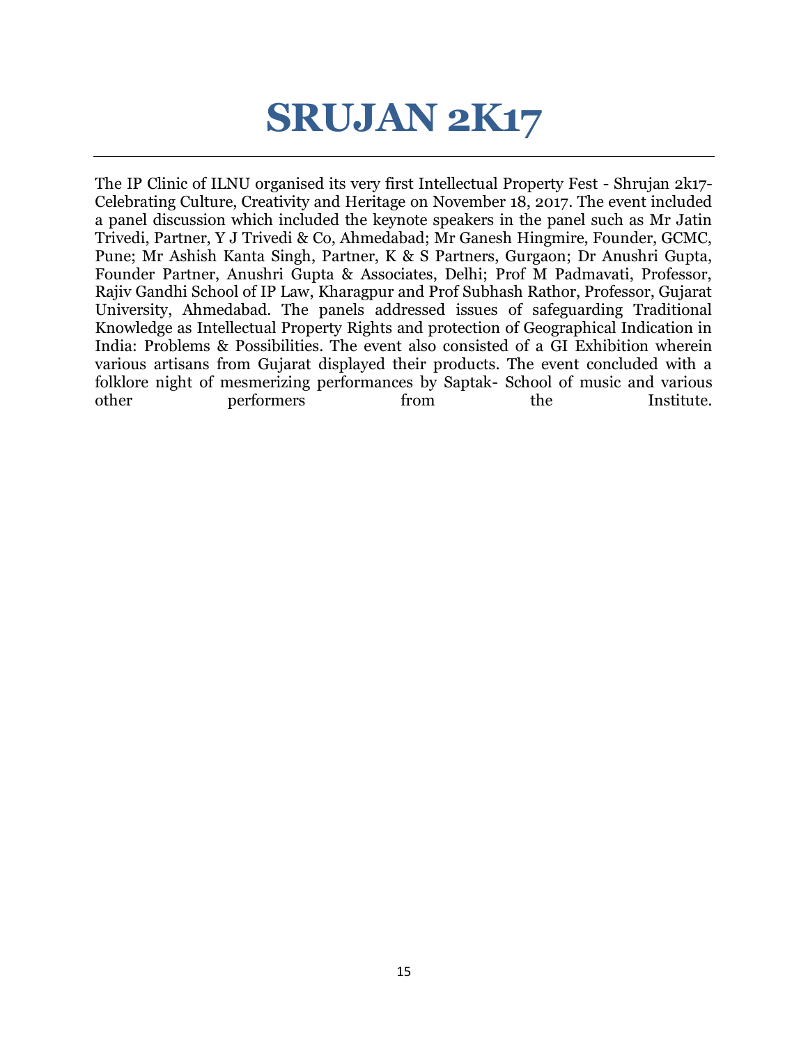# SRUJAN 2K17

The IP Clinic of ILNU organised its very first Intellectual Property Fest - Shrujan 2k17- Celebrating Culture, Creativity and Heritage on November 18, 2017. The event included a panel discussion which included the keynote speakers in the panel such as Mr Jatin Trivedi, Partner, Y J Trivedi & Co, Ahmedabad; Mr Ganesh Hingmire, Founder, GCMC, Pune; Mr Ashish Kanta Singh, Partner, K & S Partners, Gurgaon; Dr Anushri Gupta, Founder Partner, Anushri Gupta & Associates, Delhi; Prof M Padmavati, Professor, Rajiv Gandhi School of IP Law, Kharagpur and Prof Subhash Rathor, Professor, Gujarat University, Ahmedabad. The panels addressed issues of safeguarding Traditional Knowledge as Intellectual Property Rights and protection of Geographical Indication in India: Problems & Possibilities. The event also consisted of a GI Exhibition wherein various artisans from Gujarat displayed their products. The event concluded with a folklore night of mesmerizing performances by Saptak- School of music and various other performers from the Institute.